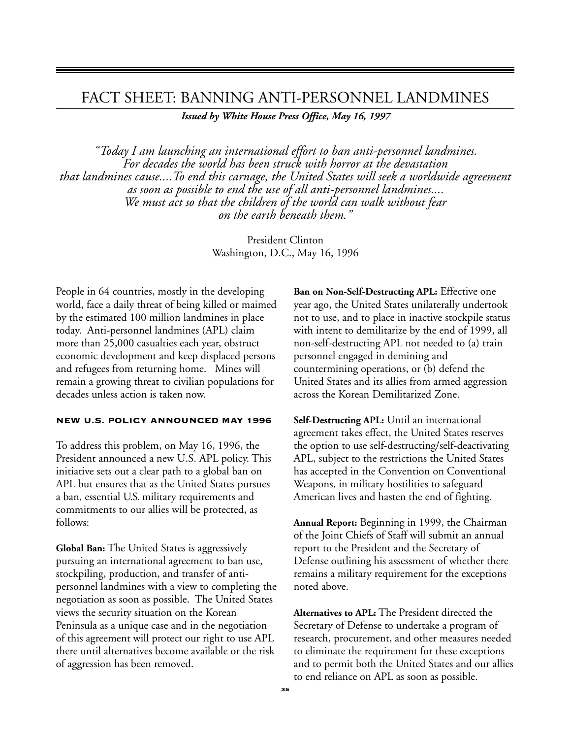# FACT SHEET: BANNING ANTI-PERSONNEL LANDMINES

***Issued by White House Press Office, May 16, 1997***

*"Today I am launching an international effort to ban anti-personnel landmines. For decades the world has been struck with horror at the devastation that landmines cause....To end this carnage, the United States will seek a worldwide agreement as soon as possible to end the use of all anti-personnel landmines.... We must act so that the children of the world can walk without fear on the earth beneath them."*

President Clinton
Washington, D.C., May 16, 1996

People in 64 countries, mostly in the developing world, face a daily threat of being killed or maimed by the estimated 100 million landmines in place today. Anti-personnel landmines (APL) claim more than 25,000 casualties each year, obstruct economic development and keep displaced persons and refugees from returning home. Mines will remain a growing threat to civilian populations for decades unless action is taken now.

## NEW U.S. POLICY ANNOUNCED MAY 1996

To address this problem, on May 16, 1996, the President announced a new U.S. APL policy. This initiative sets out a clear path to a global ban on APL but ensures that as the United States pursues a ban, essential U.S. military requirements and commitments to our allies will be protected, as follows:

**Global Ban:** The United States is aggressively pursuing an international agreement to ban use, stockpiling, production, and transfer of anti-personnel landmines with a view to completing the negotiation as soon as possible. The United States views the security situation on the Korean Peninsula as a unique case and in the negotiation of this agreement will protect our right to use APL there until alternatives become available or the risk of aggression has been removed.

**Ban on Non-Self-Destructing APL:** Effective one year ago, the United States unilaterally undertook not to use, and to place in inactive stockpile status with intent to demilitarize by the end of 1999, all non-self-destructing APL not needed to (a) train personnel engaged in demining and countermining operations, or (b) defend the United States and its allies from armed aggression across the Korean Demilitarized Zone.

**Self-Destructing APL:** Until an international agreement takes effect, the United States reserves the option to use self-destructing/self-deactivating APL, subject to the restrictions the United States has accepted in the Convention on Conventional Weapons, in military hostilities to safeguard American lives and hasten the end of fighting.

**Annual Report:** Beginning in 1999, the Chairman of the Joint Chiefs of Staff will submit an annual report to the President and the Secretary of Defense outlining his assessment of whether there remains a military requirement for the exceptions noted above.

**Alternatives to APL:** The President directed the Secretary of Defense to undertake a program of research, procurement, and other measures needed to eliminate the requirement for these exceptions and to permit both the United States and our allies to end reliance on APL as soon as possible.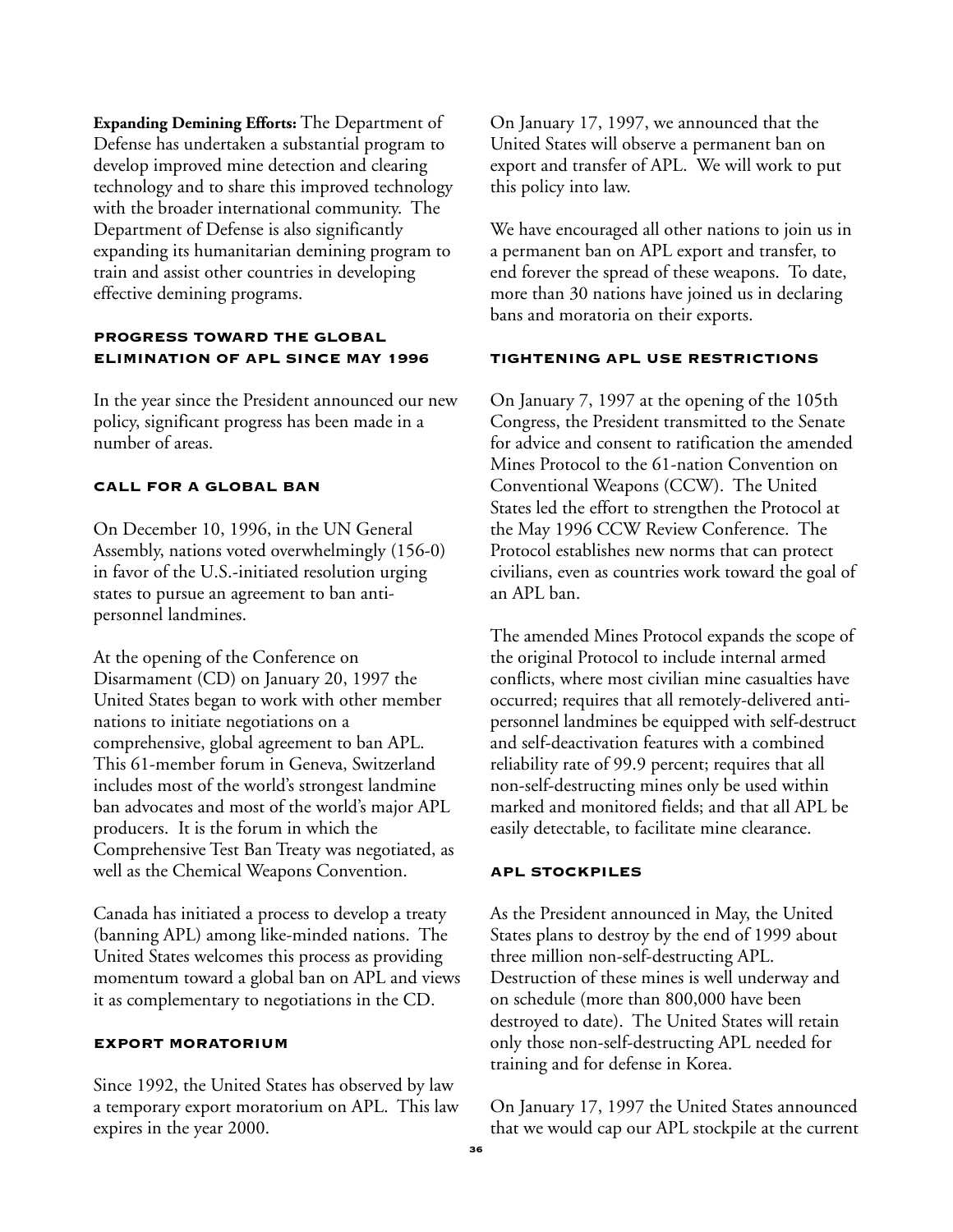**Expanding Demining Efforts:** The Department of Defense has undertaken a substantial program to develop improved mine detection and clearing technology and to share this improved technology with the broader international community. The Department of Defense is also significantly expanding its humanitarian demining program to train and assist other countries in developing effective demining programs.

## PROGRESS TOWARD THE GLOBAL ELIMINATION OF APL SINCE MAY 1996

In the year since the President announced our new policy, significant progress has been made in a number of areas.

### CALL FOR A GLOBAL BAN

On December 10, 1996, in the UN General Assembly, nations voted overwhelmingly (156-0) in favor of the U.S.-initiated resolution urging states to pursue an agreement to ban anti-personnel landmines.

At the opening of the Conference on Disarmament (CD) on January 20, 1997 the United States began to work with other member nations to initiate negotiations on a comprehensive, global agreement to ban APL. This 61-member forum in Geneva, Switzerland includes most of the world's strongest landmine ban advocates and most of the world's major APL producers. It is the forum in which the Comprehensive Test Ban Treaty was negotiated, as well as the Chemical Weapons Convention.

Canada has initiated a process to develop a treaty (banning APL) among like-minded nations. The United States welcomes this process as providing momentum toward a global ban on APL and views it as complementary to negotiations in the CD.

### EXPORT MORATORIUM

Since 1992, the United States has observed by law a temporary export moratorium on APL. This law expires in the year 2000.

On January 17, 1997, we announced that the United States will observe a permanent ban on export and transfer of APL. We will work to put this policy into law.

We have encouraged all other nations to join us in a permanent ban on APL export and transfer, to end forever the spread of these weapons. To date, more than 30 nations have joined us in declaring bans and moratoria on their exports.

### TIGHTENING APL USE RESTRICTIONS

On January 7, 1997 at the opening of the 105th Congress, the President transmitted to the Senate for advice and consent to ratification the amended Mines Protocol to the 61-nation Convention on Conventional Weapons (CCW). The United States led the effort to strengthen the Protocol at the May 1996 CCW Review Conference. The Protocol establishes new norms that can protect civilians, even as countries work toward the goal of an APL ban.

The amended Mines Protocol expands the scope of the original Protocol to include internal armed conflicts, where most civilian mine casualties have occurred; requires that all remotely-delivered anti-personnel landmines be equipped with self-destruct and self-deactivation features with a combined reliability rate of 99.9 percent; requires that all non-self-destructing mines only be used within marked and monitored fields; and that all APL be easily detectable, to facilitate mine clearance.

### APL STOCKPILES

As the President announced in May, the United States plans to destroy by the end of 1999 about three million non-self-destructing APL. Destruction of these mines is well underway and on schedule (more than 800,000 have been destroyed to date). The United States will retain only those non-self-destructing APL needed for training and for defense in Korea.

On January 17, 1997 the United States announced that we would cap our APL stockpile at the current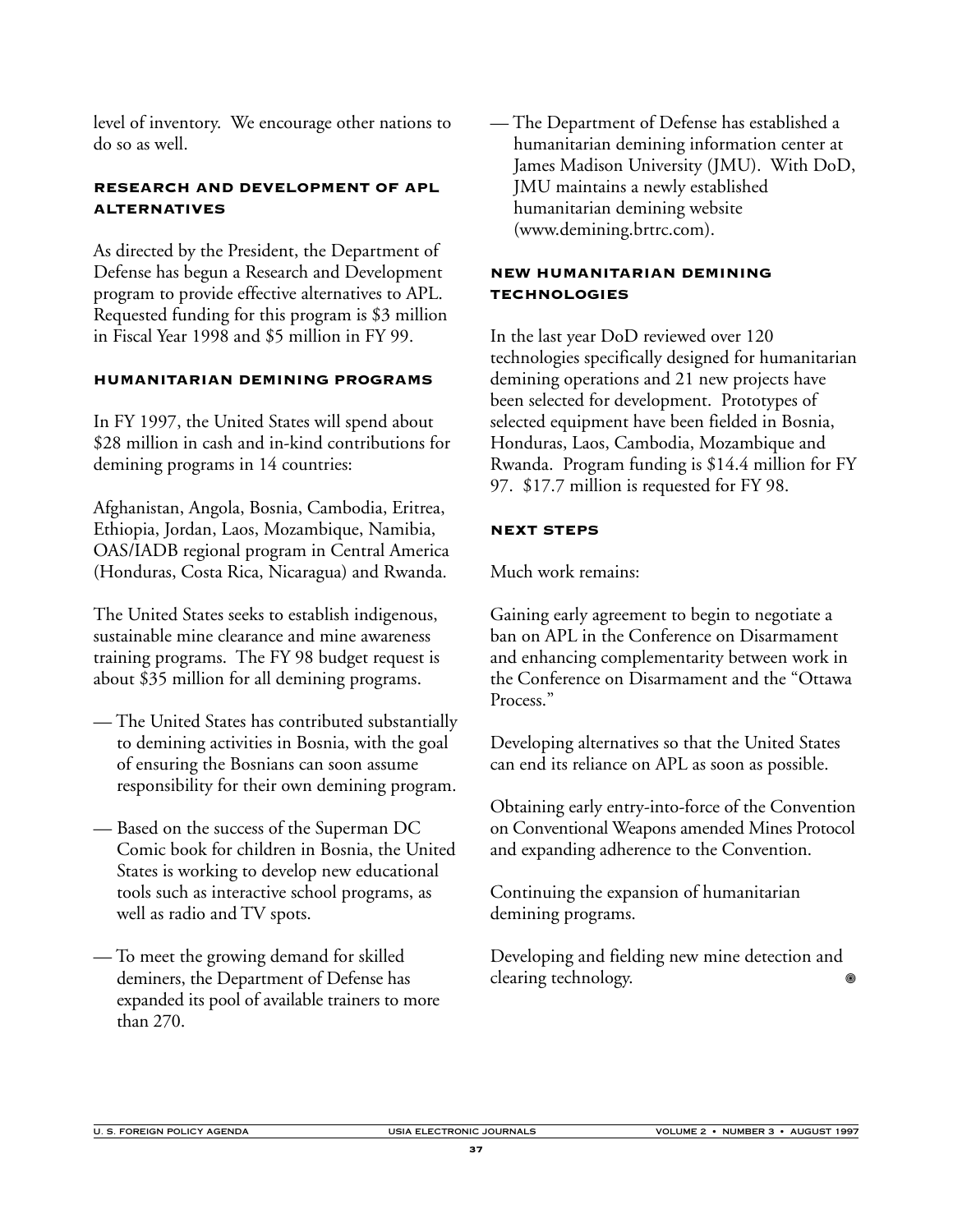level of inventory. We encourage other nations to do so as well.

### RESEARCH AND DEVELOPMENT OF APL ALTERNATIVES

As directed by the President, the Department of Defense has begun a Research and Development program to provide effective alternatives to APL. Requested funding for this program is $3 million in Fiscal Year 1998 and $5 million in FY 99.

### HUMANITARIAN DEMINING PROGRAMS

In FY 1997, the United States will spend about $28 million in cash and in-kind contributions for demining programs in 14 countries:

Afghanistan, Angola, Bosnia, Cambodia, Eritrea, Ethiopia, Jordan, Laos, Mozambique, Namibia, OAS/IADB regional program in Central America (Honduras, Costa Rica, Nicaragua) and Rwanda.

The United States seeks to establish indigenous, sustainable mine clearance and mine awareness training programs. The FY 98 budget request is about $35 million for all demining programs.

- The United States has contributed substantially to demining activities in Bosnia, with the goal of ensuring the Bosnians can soon assume responsibility for their own demining program.
- Based on the success of the Superman DC Comic book for children in Bosnia, the United States is working to develop new educational tools such as interactive school programs, as well as radio and TV spots.
- To meet the growing demand for skilled deminers, the Department of Defense has expanded its pool of available trainers to more than 270.
- The Department of Defense has established a humanitarian demining information center at James Madison University (JMU). With DoD, JMU maintains a newly established humanitarian demining website (www.demining.brtrc.com).

### NEW HUMANITARIAN DEMINING TECHNOLOGIES

In the last year DoD reviewed over 120 technologies specifically designed for humanitarian demining operations and 21 new projects have been selected for development. Prototypes of selected equipment have been fielded in Bosnia, Honduras, Laos, Cambodia, Mozambique and Rwanda. Program funding is $14.4 million for FY 97. $17.7 million is requested for FY 98.

### NEXT STEPS

Much work remains:

Gaining early agreement to begin to negotiate a ban on APL in the Conference on Disarmament and enhancing complementarity between work in the Conference on Disarmament and the "Ottawa Process."

Developing alternatives so that the United States can end its reliance on APL as soon as possible.

Obtaining early entry-into-force of the Convention on Conventional Weapons amended Mines Protocol and expanding adherence to the Convention.

Continuing the expansion of humanitarian demining programs.

Developing and fielding new mine detection and clearing technology.